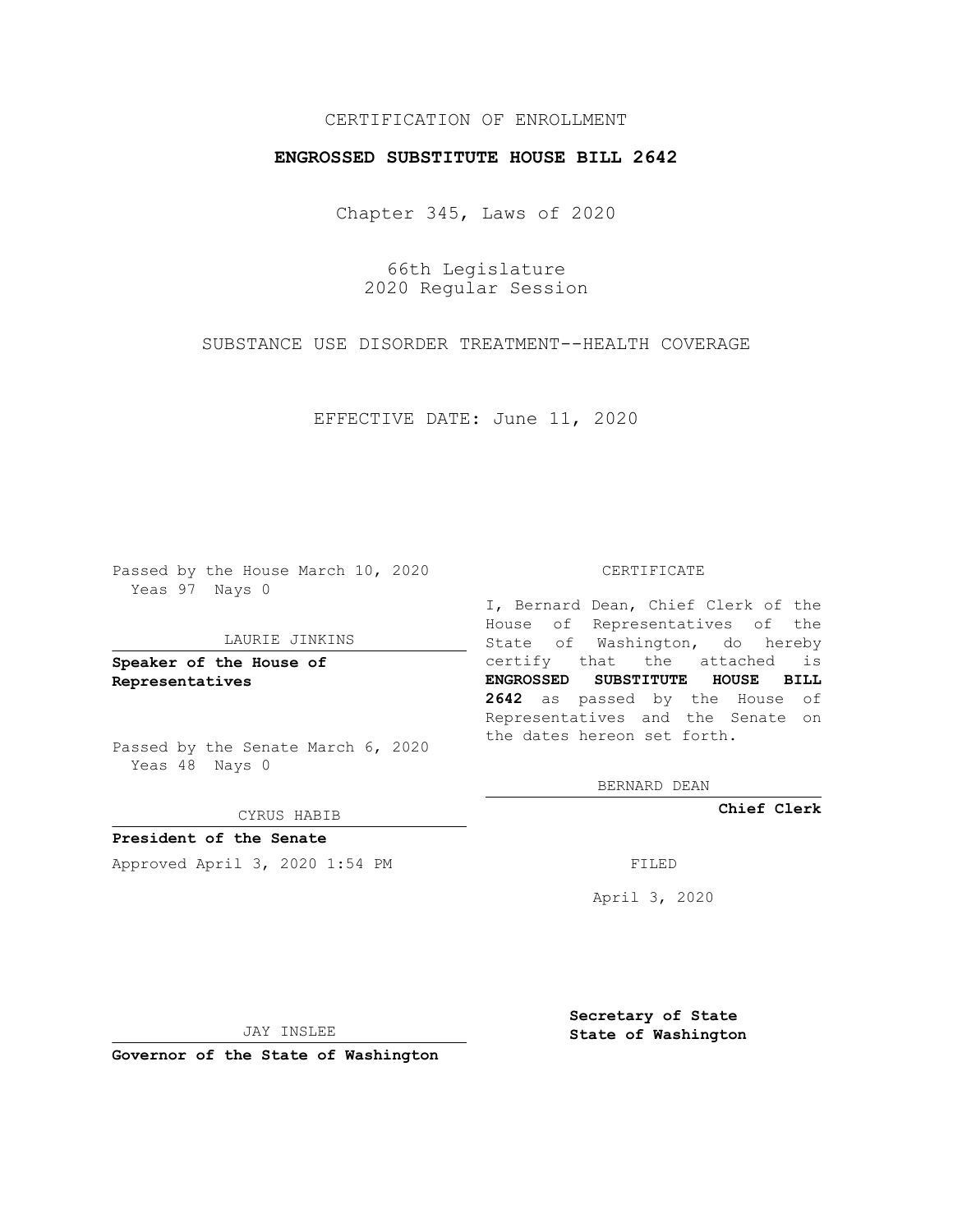CERTIFICATION OF ENROLLMENT

**ENGROSSED SUBSTITUTE HOUSE BILL 2642**

Chapter 345, Laws of 2020

66th Legislature
2020 Regular Session

SUBSTANCE USE DISORDER TREATMENT--HEALTH COVERAGE

EFFECTIVE DATE: June 11, 2020

Passed by the House March 10, 2020
Yeas 97 Nays 0

LAURIE JINKINS

**Speaker of the House of Representatives**

Passed by the Senate March 6, 2020
Yeas 48 Nays 0

CYRUS HABIB

**President of the Senate**

Approved April 3, 2020 1:54 PM

JAY INSLEE

**Governor of the State of Washington**

CERTIFICATE

I, Bernard Dean, Chief Clerk of the House of Representatives of the State of Washington, do hereby certify that the attached is **ENGROSSED SUBSTITUTE HOUSE BILL 2642** as passed by the House of Representatives and the Senate on the dates hereon set forth.

BERNARD DEAN

**Chief Clerk**

FILED

April 3, 2020

**Secretary of State**
**State of Washington**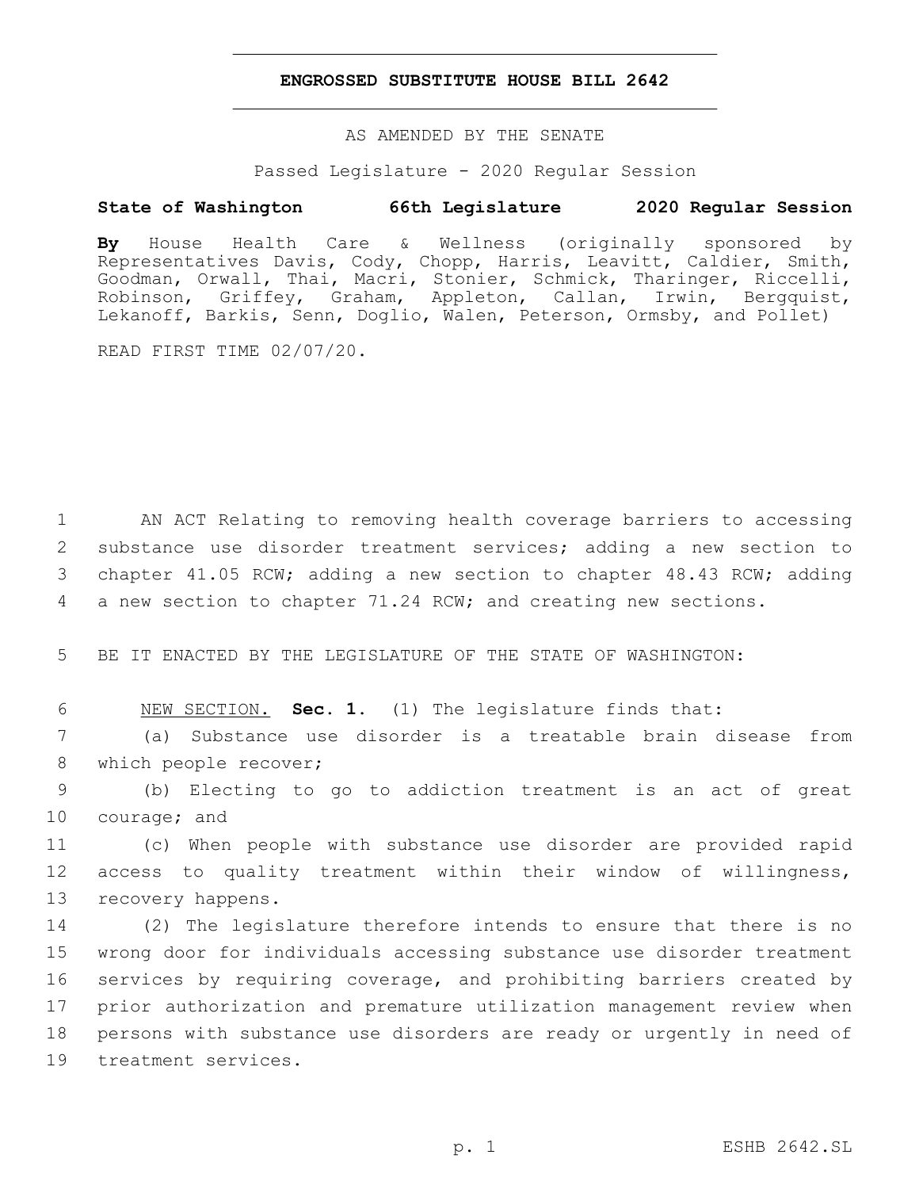# ENGROSSED SUBSTITUTE HOUSE BILL 2642

AS AMENDED BY THE SENATE

Passed Legislature - 2020 Regular Session

**State of Washington 66th Legislature 2020 Regular Session**

**By** House Health Care & Wellness (originally sponsored by Representatives Davis, Cody, Chopp, Harris, Leavitt, Caldier, Smith, Goodman, Orwall, Thai, Macri, Stonier, Schmick, Tharinger, Riccelli, Robinson, Griffey, Graham, Appleton, Callan, Irwin, Bergquist, Lekanoff, Barkis, Senn, Doglio, Walen, Peterson, Ormsby, and Pollet)

READ FIRST TIME 02/07/20.

AN ACT Relating to removing health coverage barriers to accessing substance use disorder treatment services; adding a new section to chapter 41.05 RCW; adding a new section to chapter 48.43 RCW; adding a new section to chapter 71.24 RCW; and creating new sections.

BE IT ENACTED BY THE LEGISLATURE OF THE STATE OF WASHINGTON:

NEW SECTION. **Sec. 1.** (1) The legislature finds that:

(a) Substance use disorder is a treatable brain disease from which people recover;

(b) Electing to go to addiction treatment is an act of great courage; and

(c) When people with substance use disorder are provided rapid access to quality treatment within their window of willingness, recovery happens.

(2) The legislature therefore intends to ensure that there is no wrong door for individuals accessing substance use disorder treatment services by requiring coverage, and prohibiting barriers created by prior authorization and premature utilization management review when persons with substance use disorders are ready or urgently in need of treatment services.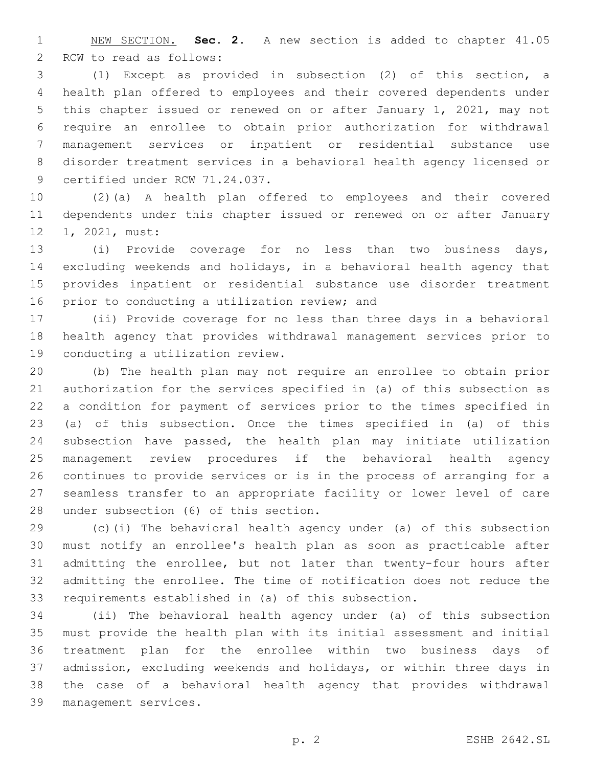NEW SECTION. **Sec. 2.** A new section is added to chapter 41.05 RCW to read as follows:

(1) Except as provided in subsection (2) of this section, a health plan offered to employees and their covered dependents under this chapter issued or renewed on or after January 1, 2021, may not require an enrollee to obtain prior authorization for withdrawal management services or inpatient or residential substance use disorder treatment services in a behavioral health agency licensed or certified under RCW 71.24.037.

(2)(a) A health plan offered to employees and their covered dependents under this chapter issued or renewed on or after January 1, 2021, must:

(i) Provide coverage for no less than two business days, excluding weekends and holidays, in a behavioral health agency that provides inpatient or residential substance use disorder treatment prior to conducting a utilization review; and

(ii) Provide coverage for no less than three days in a behavioral health agency that provides withdrawal management services prior to conducting a utilization review.

(b) The health plan may not require an enrollee to obtain prior authorization for the services specified in (a) of this subsection as a condition for payment of services prior to the times specified in (a) of this subsection. Once the times specified in (a) of this subsection have passed, the health plan may initiate utilization management review procedures if the behavioral health agency continues to provide services or is in the process of arranging for a seamless transfer to an appropriate facility or lower level of care under subsection (6) of this section.

(c)(i) The behavioral health agency under (a) of this subsection must notify an enrollee's health plan as soon as practicable after admitting the enrollee, but not later than twenty-four hours after admitting the enrollee. The time of notification does not reduce the requirements established in (a) of this subsection.

(ii) The behavioral health agency under (a) of this subsection must provide the health plan with its initial assessment and initial treatment plan for the enrollee within two business days of admission, excluding weekends and holidays, or within three days in the case of a behavioral health agency that provides withdrawal management services.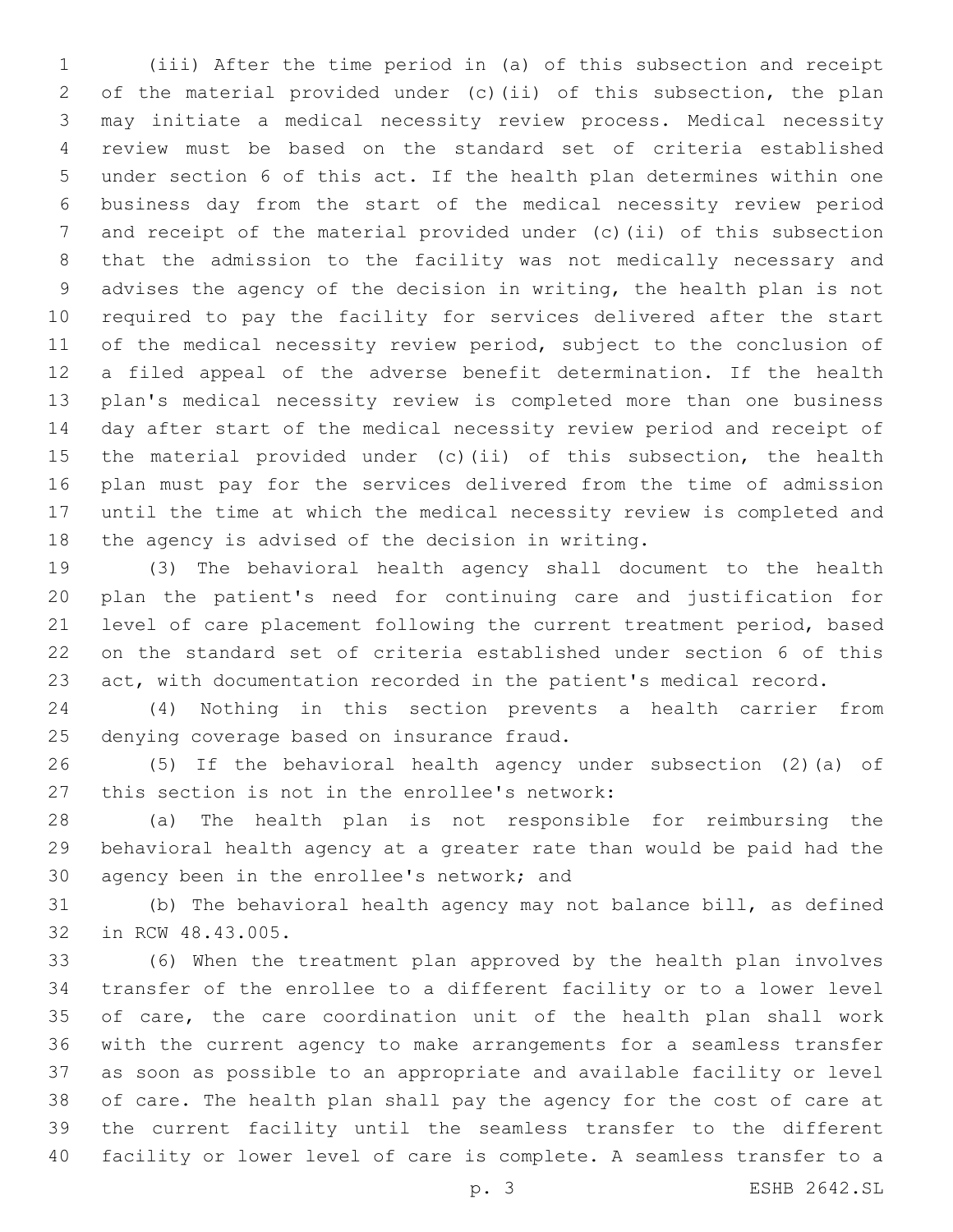(iii) After the time period in (a) of this subsection and receipt of the material provided under (c)(ii) of this subsection, the plan may initiate a medical necessity review process. Medical necessity review must be based on the standard set of criteria established under section 6 of this act. If the health plan determines within one business day from the start of the medical necessity review period and receipt of the material provided under (c)(ii) of this subsection that the admission to the facility was not medically necessary and advises the agency of the decision in writing, the health plan is not required to pay the facility for services delivered after the start of the medical necessity review period, subject to the conclusion of a filed appeal of the adverse benefit determination. If the health plan's medical necessity review is completed more than one business day after start of the medical necessity review period and receipt of the material provided under (c)(ii) of this subsection, the health plan must pay for the services delivered from the time of admission until the time at which the medical necessity review is completed and the agency is advised of the decision in writing.

(3) The behavioral health agency shall document to the health plan the patient's need for continuing care and justification for level of care placement following the current treatment period, based on the standard set of criteria established under section 6 of this act, with documentation recorded in the patient's medical record.

(4) Nothing in this section prevents a health carrier from denying coverage based on insurance fraud.

(5) If the behavioral health agency under subsection (2)(a) of this section is not in the enrollee's network:

(a) The health plan is not responsible for reimbursing the behavioral health agency at a greater rate than would be paid had the agency been in the enrollee's network; and

(b) The behavioral health agency may not balance bill, as defined in RCW 48.43.005.

(6) When the treatment plan approved by the health plan involves transfer of the enrollee to a different facility or to a lower level of care, the care coordination unit of the health plan shall work with the current agency to make arrangements for a seamless transfer as soon as possible to an appropriate and available facility or level of care. The health plan shall pay the agency for the cost of care at the current facility until the seamless transfer to the different facility or lower level of care is complete. A seamless transfer to a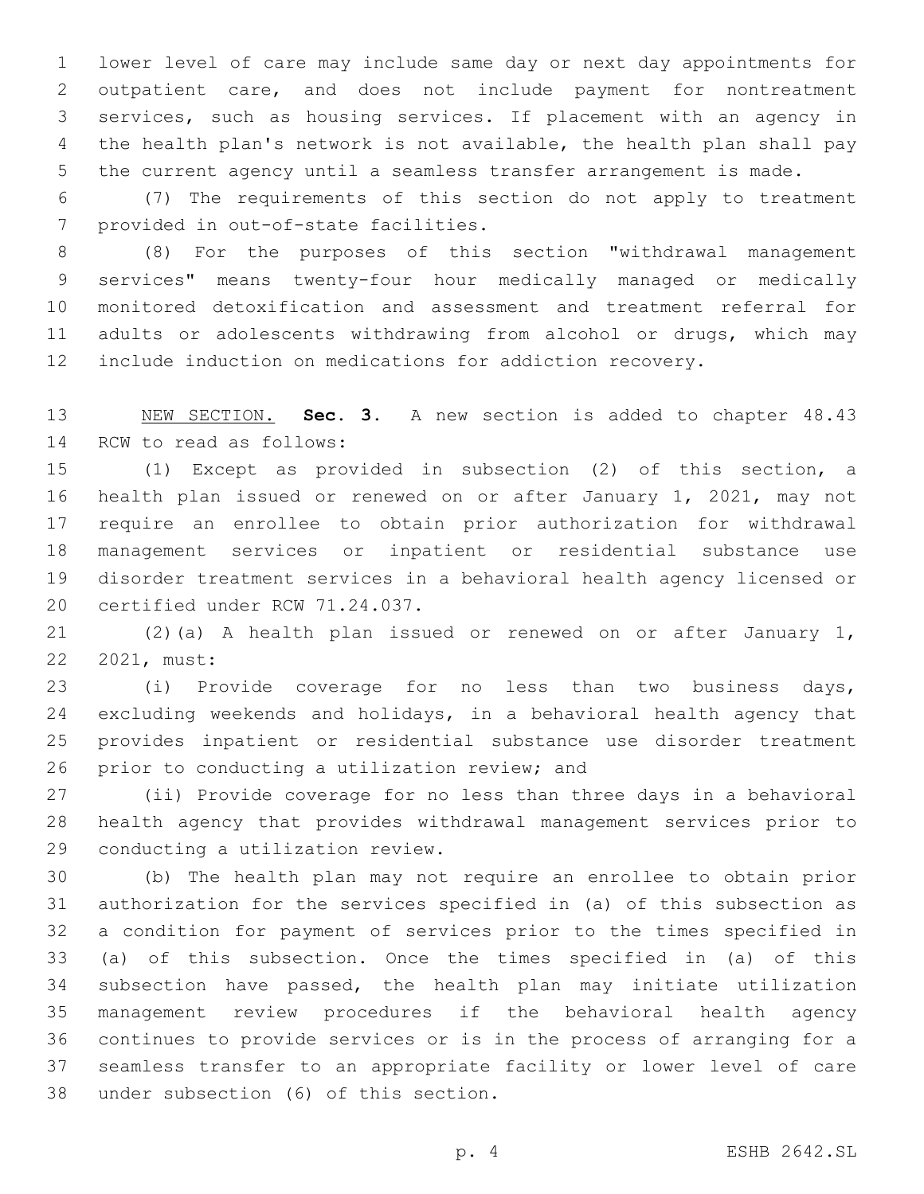lower level of care may include same day or next day appointments for outpatient care, and does not include payment for nontreatment services, such as housing services. If placement with an agency in the health plan's network is not available, the health plan shall pay the current agency until a seamless transfer arrangement is made.

(7) The requirements of this section do not apply to treatment provided in out-of-state facilities.

(8) For the purposes of this section "withdrawal management services" means twenty-four hour medically managed or medically monitored detoxification and assessment and treatment referral for adults or adolescents withdrawing from alcohol or drugs, which may include induction on medications for addiction recovery.

NEW SECTION. **Sec. 3.** A new section is added to chapter 48.43 RCW to read as follows:

(1) Except as provided in subsection (2) of this section, a health plan issued or renewed on or after January 1, 2021, may not require an enrollee to obtain prior authorization for withdrawal management services or inpatient or residential substance use disorder treatment services in a behavioral health agency licensed or certified under RCW 71.24.037.

(2)(a) A health plan issued or renewed on or after January 1, 2021, must:

(i) Provide coverage for no less than two business days, excluding weekends and holidays, in a behavioral health agency that provides inpatient or residential substance use disorder treatment prior to conducting a utilization review; and

(ii) Provide coverage for no less than three days in a behavioral health agency that provides withdrawal management services prior to conducting a utilization review.

(b) The health plan may not require an enrollee to obtain prior authorization for the services specified in (a) of this subsection as a condition for payment of services prior to the times specified in (a) of this subsection. Once the times specified in (a) of this subsection have passed, the health plan may initiate utilization management review procedures if the behavioral health agency continues to provide services or is in the process of arranging for a seamless transfer to an appropriate facility or lower level of care under subsection (6) of this section.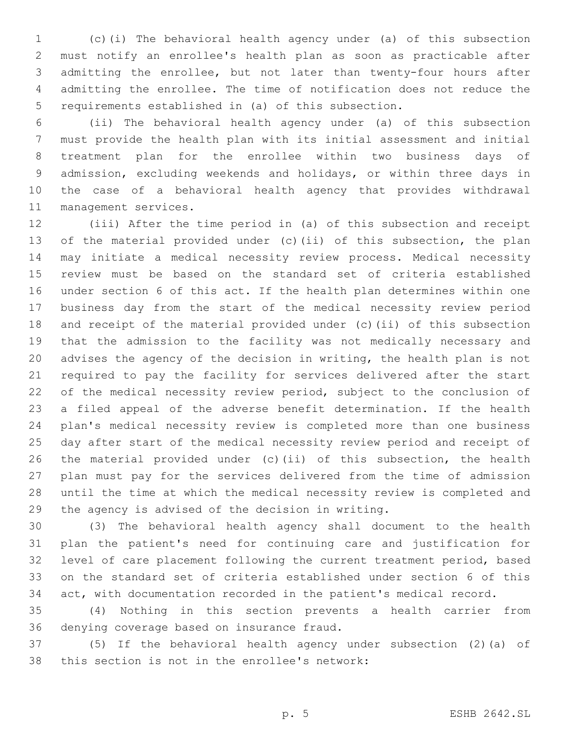(c)(i) The behavioral health agency under (a) of this subsection must notify an enrollee's health plan as soon as practicable after admitting the enrollee, but not later than twenty-four hours after admitting the enrollee. The time of notification does not reduce the requirements established in (a) of this subsection.

(ii) The behavioral health agency under (a) of this subsection must provide the health plan with its initial assessment and initial treatment plan for the enrollee within two business days of admission, excluding weekends and holidays, or within three days in the case of a behavioral health agency that provides withdrawal management services.

(iii) After the time period in (a) of this subsection and receipt of the material provided under (c)(ii) of this subsection, the plan may initiate a medical necessity review process. Medical necessity review must be based on the standard set of criteria established under section 6 of this act. If the health plan determines within one business day from the start of the medical necessity review period and receipt of the material provided under (c)(ii) of this subsection that the admission to the facility was not medically necessary and advises the agency of the decision in writing, the health plan is not required to pay the facility for services delivered after the start of the medical necessity review period, subject to the conclusion of a filed appeal of the adverse benefit determination. If the health plan's medical necessity review is completed more than one business day after start of the medical necessity review period and receipt of the material provided under (c)(ii) of this subsection, the health plan must pay for the services delivered from the time of admission until the time at which the medical necessity review is completed and the agency is advised of the decision in writing.

(3) The behavioral health agency shall document to the health plan the patient's need for continuing care and justification for level of care placement following the current treatment period, based on the standard set of criteria established under section 6 of this act, with documentation recorded in the patient's medical record.

(4) Nothing in this section prevents a health carrier from denying coverage based on insurance fraud.

(5) If the behavioral health agency under subsection (2)(a) of this section is not in the enrollee's network: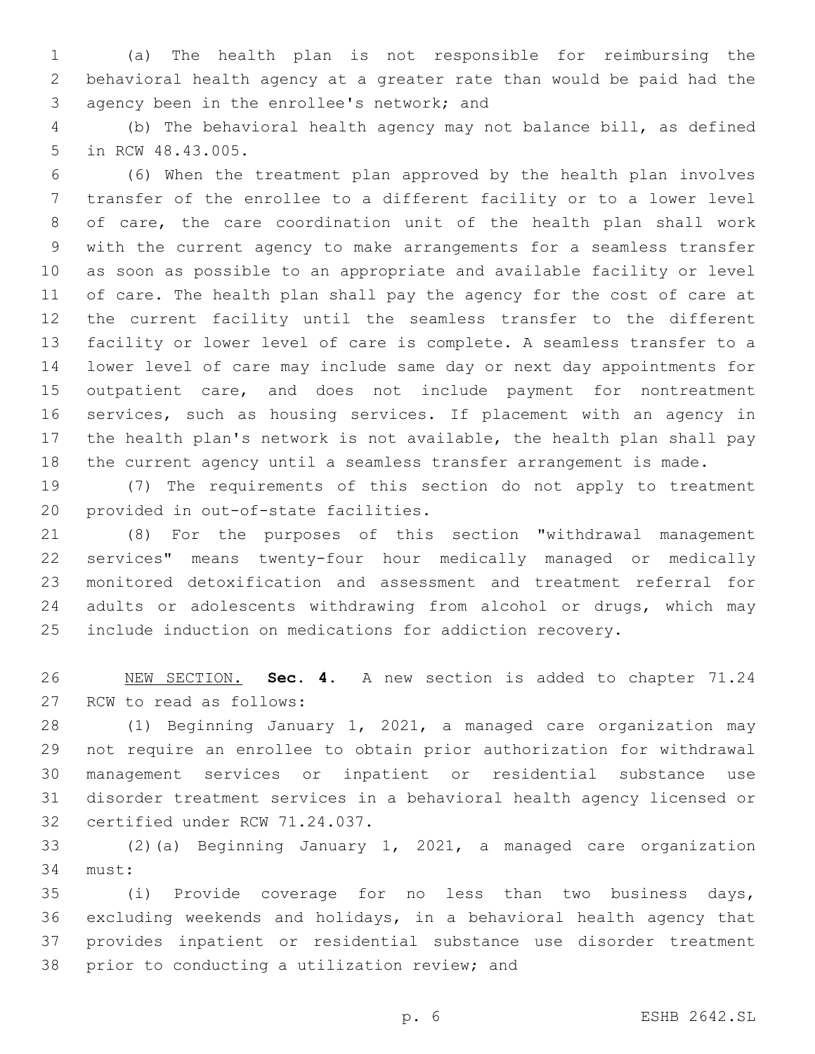(a) The health plan is not responsible for reimbursing the behavioral health agency at a greater rate than would be paid had the agency been in the enrollee's network; and

(b) The behavioral health agency may not balance bill, as defined in RCW 48.43.005.

(6) When the treatment plan approved by the health plan involves transfer of the enrollee to a different facility or to a lower level of care, the care coordination unit of the health plan shall work with the current agency to make arrangements for a seamless transfer as soon as possible to an appropriate and available facility or level of care. The health plan shall pay the agency for the cost of care at the current facility until the seamless transfer to the different facility or lower level of care is complete. A seamless transfer to a lower level of care may include same day or next day appointments for outpatient care, and does not include payment for nontreatment services, such as housing services. If placement with an agency in the health plan's network is not available, the health plan shall pay the current agency until a seamless transfer arrangement is made.

(7) The requirements of this section do not apply to treatment provided in out-of-state facilities.

(8) For the purposes of this section "withdrawal management services" means twenty-four hour medically managed or medically monitored detoxification and assessment and treatment referral for adults or adolescents withdrawing from alcohol or drugs, which may include induction on medications for addiction recovery.

NEW SECTION. **Sec. 4.** A new section is added to chapter 71.24 RCW to read as follows:

(1) Beginning January 1, 2021, a managed care organization may not require an enrollee to obtain prior authorization for withdrawal management services or inpatient or residential substance use disorder treatment services in a behavioral health agency licensed or certified under RCW 71.24.037.

(2)(a) Beginning January 1, 2021, a managed care organization must:

(i) Provide coverage for no less than two business days, excluding weekends and holidays, in a behavioral health agency that provides inpatient or residential substance use disorder treatment prior to conducting a utilization review; and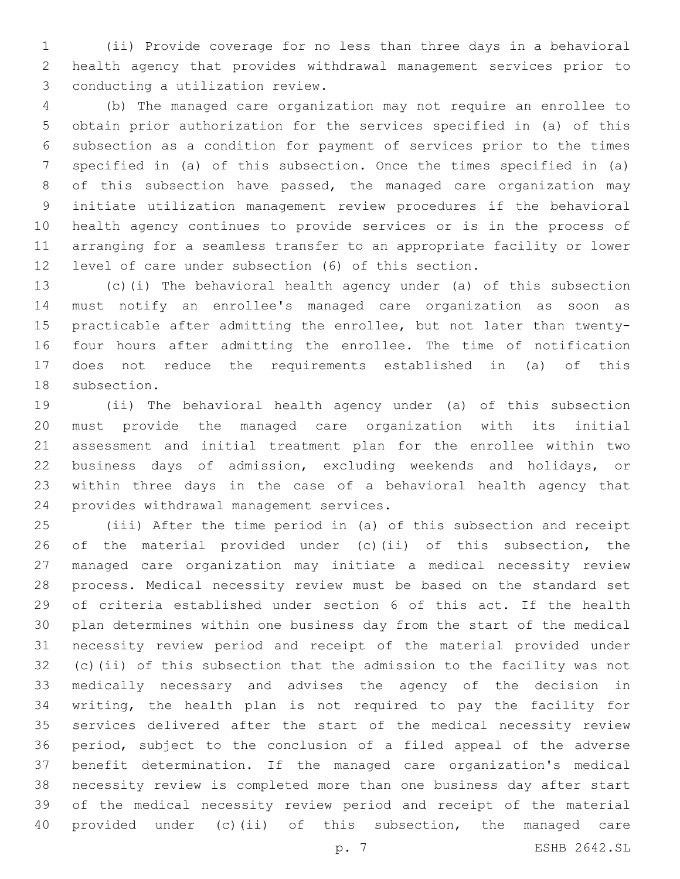(ii) Provide coverage for no less than three days in a behavioral health agency that provides withdrawal management services prior to conducting a utilization review.

(b) The managed care organization may not require an enrollee to obtain prior authorization for the services specified in (a) of this subsection as a condition for payment of services prior to the times specified in (a) of this subsection. Once the times specified in (a) of this subsection have passed, the managed care organization may initiate utilization management review procedures if the behavioral health agency continues to provide services or is in the process of arranging for a seamless transfer to an appropriate facility or lower level of care under subsection (6) of this section.

(c)(i) The behavioral health agency under (a) of this subsection must notify an enrollee's managed care organization as soon as practicable after admitting the enrollee, but not later than twenty-four hours after admitting the enrollee. The time of notification does not reduce the requirements established in (a) of this subsection.

(ii) The behavioral health agency under (a) of this subsection must provide the managed care organization with its initial assessment and initial treatment plan for the enrollee within two business days of admission, excluding weekends and holidays, or within three days in the case of a behavioral health agency that provides withdrawal management services.

(iii) After the time period in (a) of this subsection and receipt of the material provided under (c)(ii) of this subsection, the managed care organization may initiate a medical necessity review process. Medical necessity review must be based on the standard set of criteria established under section 6 of this act. If the health plan determines within one business day from the start of the medical necessity review period and receipt of the material provided under (c)(ii) of this subsection that the admission to the facility was not medically necessary and advises the agency of the decision in writing, the health plan is not required to pay the facility for services delivered after the start of the medical necessity review period, subject to the conclusion of a filed appeal of the adverse benefit determination. If the managed care organization's medical necessity review is completed more than one business day after start of the medical necessity review period and receipt of the material provided under (c)(ii) of this subsection, the managed care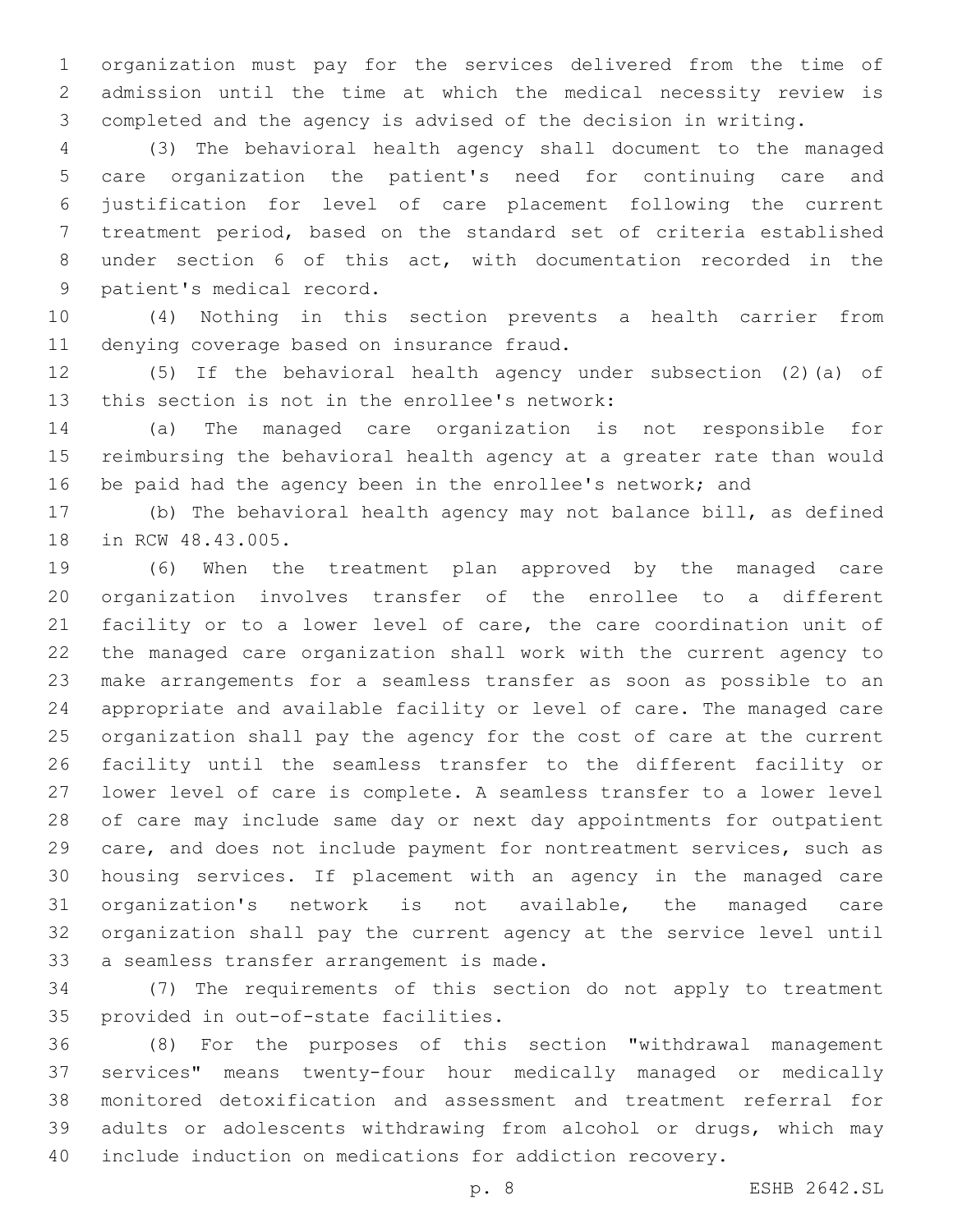organization must pay for the services delivered from the time of admission until the time at which the medical necessity review is completed and the agency is advised of the decision in writing.

(3) The behavioral health agency shall document to the managed care organization the patient's need for continuing care and justification for level of care placement following the current treatment period, based on the standard set of criteria established under section 6 of this act, with documentation recorded in the patient's medical record.

(4) Nothing in this section prevents a health carrier from denying coverage based on insurance fraud.

(5) If the behavioral health agency under subsection (2)(a) of this section is not in the enrollee's network:

(a) The managed care organization is not responsible for reimbursing the behavioral health agency at a greater rate than would be paid had the agency been in the enrollee's network; and

(b) The behavioral health agency may not balance bill, as defined in RCW 48.43.005.

(6) When the treatment plan approved by the managed care organization involves transfer of the enrollee to a different facility or to a lower level of care, the care coordination unit of the managed care organization shall work with the current agency to make arrangements for a seamless transfer as soon as possible to an appropriate and available facility or level of care. The managed care organization shall pay the agency for the cost of care at the current facility until the seamless transfer to the different facility or lower level of care is complete. A seamless transfer to a lower level of care may include same day or next day appointments for outpatient care, and does not include payment for nontreatment services, such as housing services. If placement with an agency in the managed care organization's network is not available, the managed care organization shall pay the current agency at the service level until a seamless transfer arrangement is made.

(7) The requirements of this section do not apply to treatment provided in out-of-state facilities.

(8) For the purposes of this section "withdrawal management services" means twenty-four hour medically managed or medically monitored detoxification and assessment and treatment referral for adults or adolescents withdrawing from alcohol or drugs, which may include induction on medications for addiction recovery.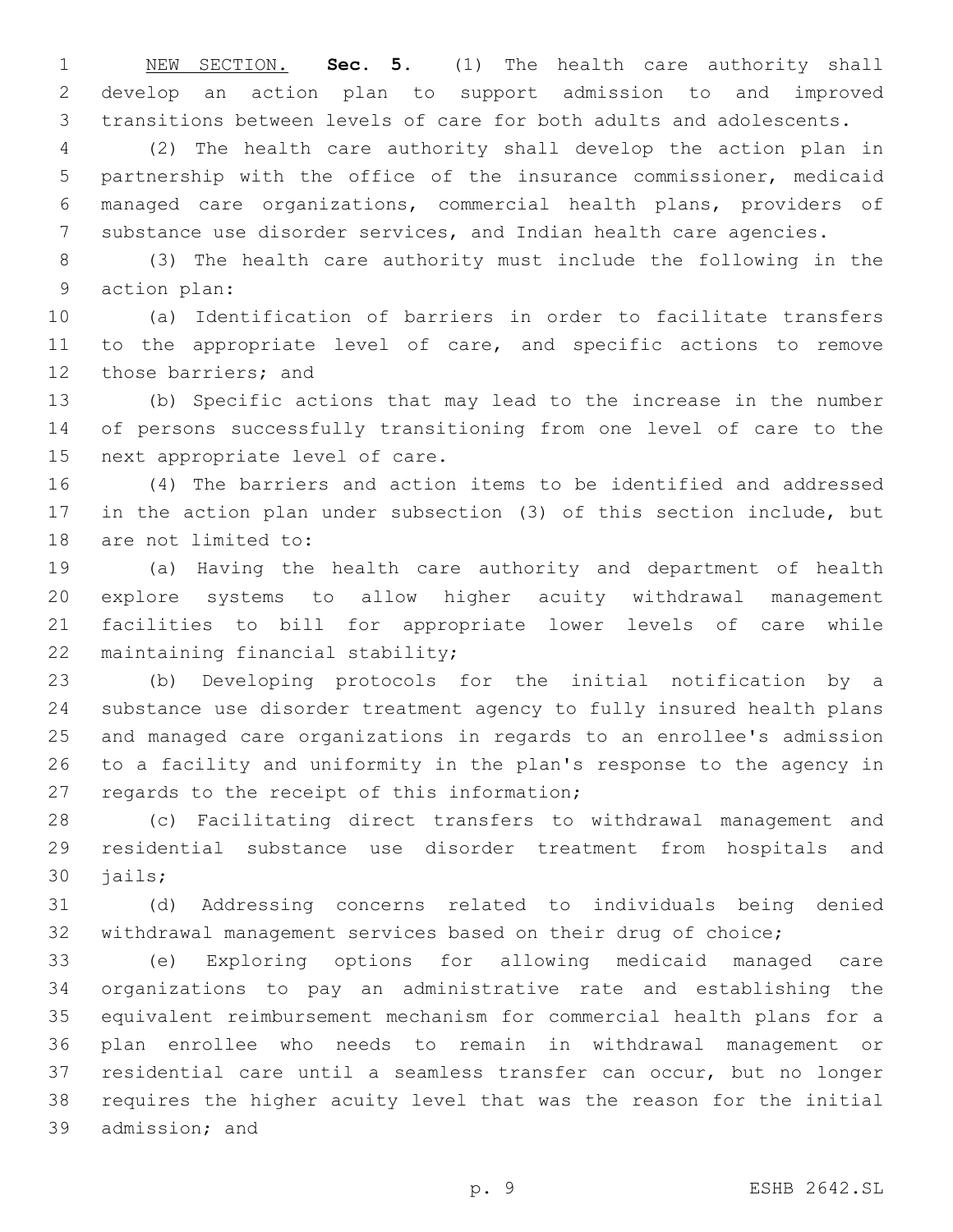NEW SECTION. **Sec. 5.** (1) The health care authority shall develop an action plan to support admission to and improved transitions between levels of care for both adults and adolescents.

(2) The health care authority shall develop the action plan in partnership with the office of the insurance commissioner, medicaid managed care organizations, commercial health plans, providers of substance use disorder services, and Indian health care agencies.

(3) The health care authority must include the following in the action plan:

(a) Identification of barriers in order to facilitate transfers to the appropriate level of care, and specific actions to remove those barriers; and

(b) Specific actions that may lead to the increase in the number of persons successfully transitioning from one level of care to the next appropriate level of care.

(4) The barriers and action items to be identified and addressed in the action plan under subsection (3) of this section include, but are not limited to:

(a) Having the health care authority and department of health explore systems to allow higher acuity withdrawal management facilities to bill for appropriate lower levels of care while maintaining financial stability;

(b) Developing protocols for the initial notification by a substance use disorder treatment agency to fully insured health plans and managed care organizations in regards to an enrollee's admission to a facility and uniformity in the plan's response to the agency in regards to the receipt of this information;

(c) Facilitating direct transfers to withdrawal management and residential substance use disorder treatment from hospitals and jails;

(d) Addressing concerns related to individuals being denied withdrawal management services based on their drug of choice;

(e) Exploring options for allowing medicaid managed care organizations to pay an administrative rate and establishing the equivalent reimbursement mechanism for commercial health plans for a plan enrollee who needs to remain in withdrawal management or residential care until a seamless transfer can occur, but no longer requires the higher acuity level that was the reason for the initial admission; and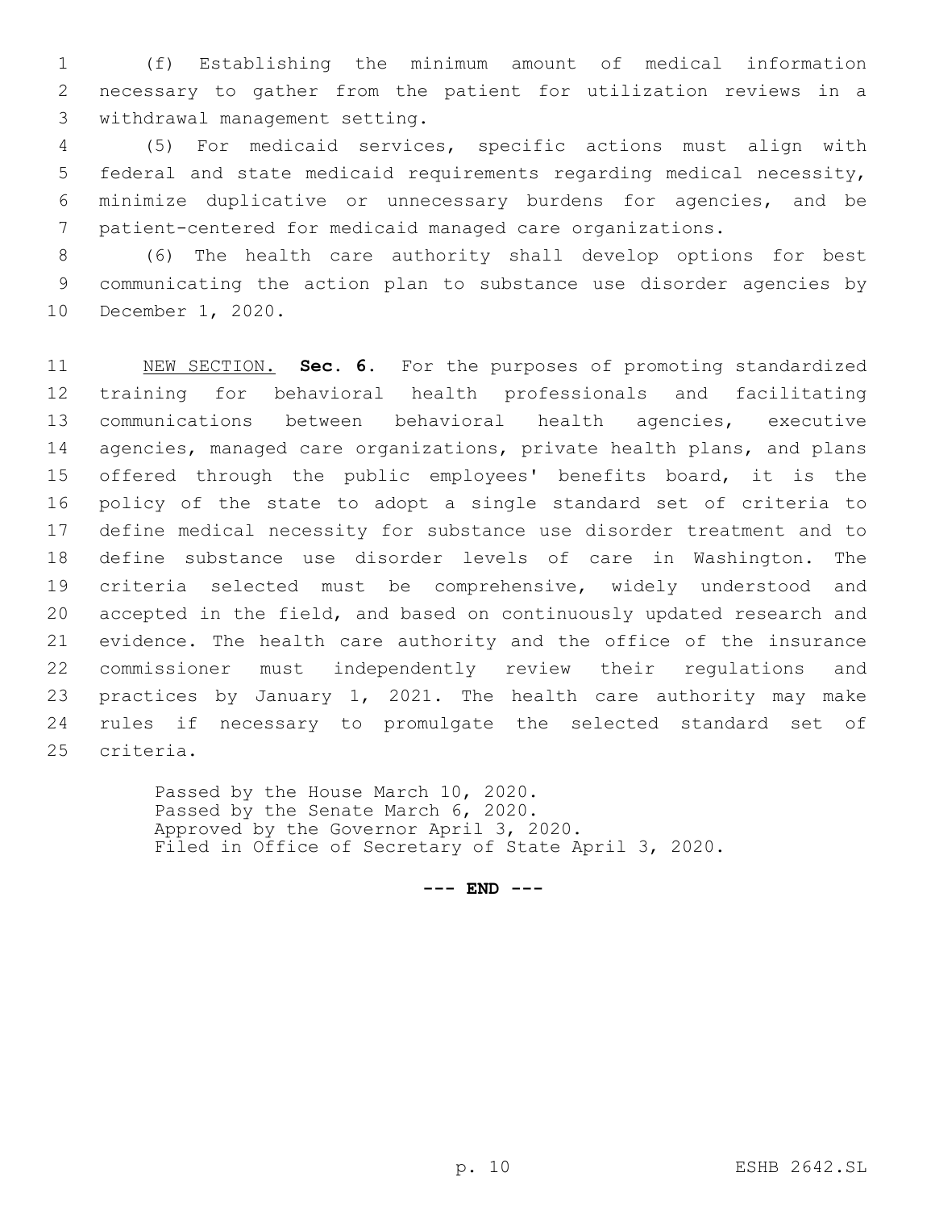(f) Establishing the minimum amount of medical information necessary to gather from the patient for utilization reviews in a withdrawal management setting.

(5) For medicaid services, specific actions must align with federal and state medicaid requirements regarding medical necessity, minimize duplicative or unnecessary burdens for agencies, and be patient-centered for medicaid managed care organizations.

(6) The health care authority shall develop options for best communicating the action plan to substance use disorder agencies by December 1, 2020.

NEW SECTION. **Sec. 6.** For the purposes of promoting standardized training for behavioral health professionals and facilitating communications between behavioral health agencies, executive agencies, managed care organizations, private health plans, and plans offered through the public employees' benefits board, it is the policy of the state to adopt a single standard set of criteria to define medical necessity for substance use disorder treatment and to define substance use disorder levels of care in Washington. The criteria selected must be comprehensive, widely understood and accepted in the field, and based on continuously updated research and evidence. The health care authority and the office of the insurance commissioner must independently review their regulations and practices by January 1, 2021. The health care authority may make rules if necessary to promulgate the selected standard set of criteria.

Passed by the House March 10, 2020.
Passed by the Senate March 6, 2020.
Approved by the Governor April 3, 2020.
Filed in Office of Secretary of State April 3, 2020.

**--- END ---**